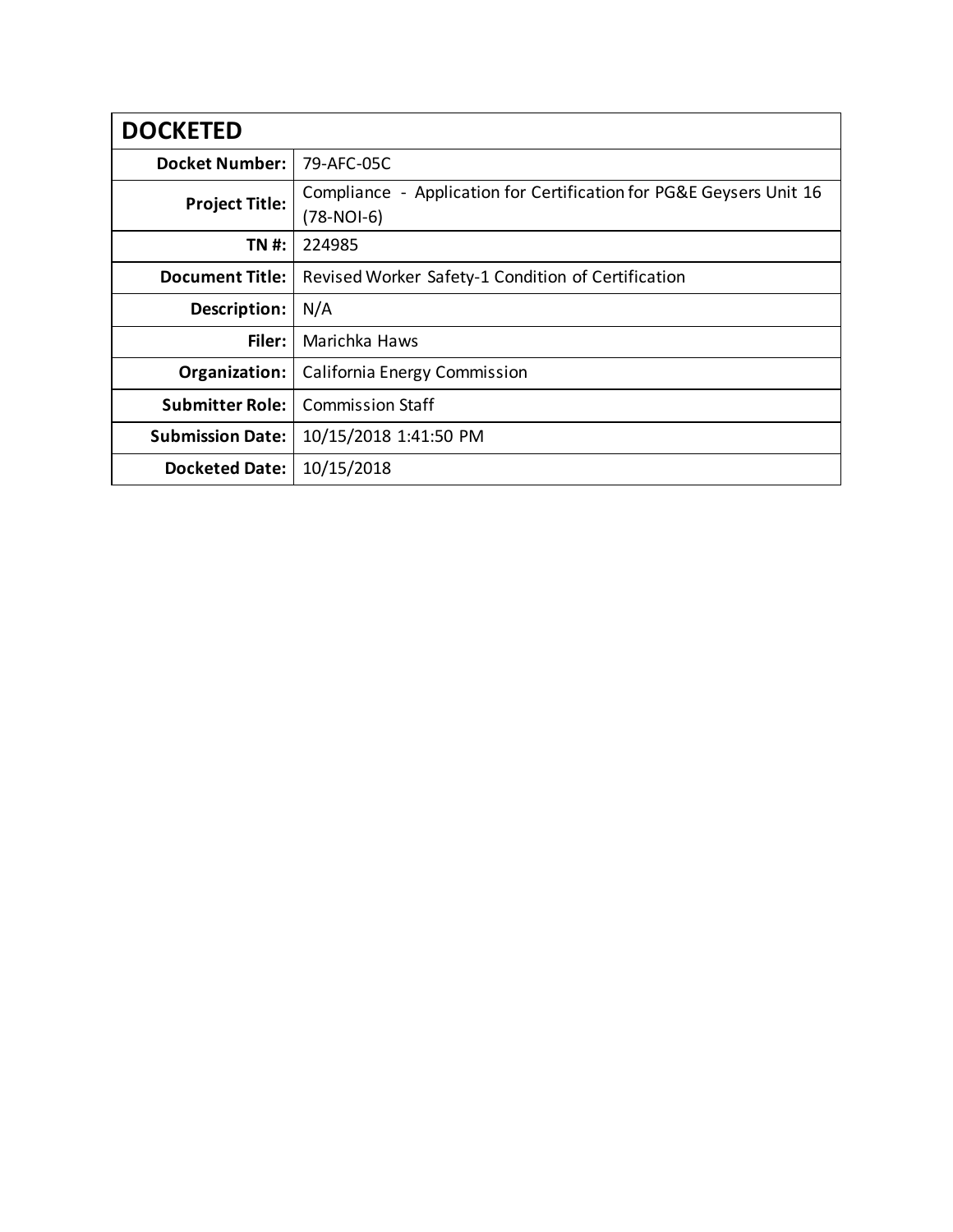| DOCKETED | |
|---|---|
| **Docket Number:** | 79-AFC-05C |
| **Project Title:** | Compliance - Application for Certification for PG&E Geysers Unit 16 (78-NOI-6) |
| **TN #:** | 224985 |
| **Document Title:** | Revised Worker Safety-1 Condition of Certification |
| **Description:** | N/A |
| **Filer:** | Marichka Haws |
| **Organization:** | California Energy Commission |
| **Submitter Role:** | Commission Staff |
| **Submission Date:** | 10/15/2018 1:41:50 PM |
| **Docketed Date:** | 10/15/2018 |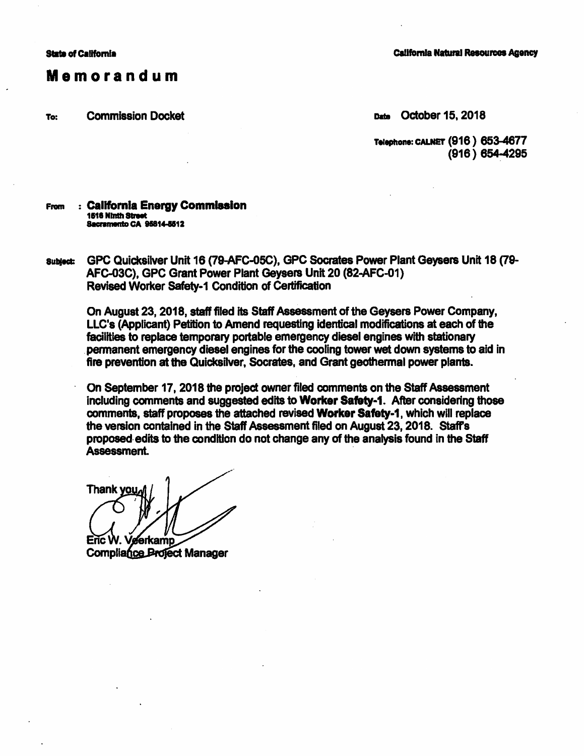**State of California** **California Natural Resources Agency**

# Memorandum

**To:** Commission Docket

**Date** October 15, 2018

**Telephone: CALNET** (916) 653-4677
(916) 654-4295

**From** : **California Energy Commission**
**1516 Ninth Street**
**Sacramento CA 95814-5512**

**Subject:** GPC Quicksilver Unit 16 (79-AFC-05C), GPC Socrates Power Plant Geysers Unit 18 (79-AFC-03C), GPC Grant Power Plant Geysers Unit 20 (82-AFC-01) Revised Worker Safety-1 Condition of Certification

On August 23, 2018, staff filed its Staff Assessment of the Geysers Power Company, LLC's (Applicant) Petition to Amend requesting identical modifications at each of the facilities to replace temporary portable emergency diesel engines with stationary permanent emergency diesel engines for the cooling tower wet down systems to aid in fire prevention at the Quicksilver, Socrates, and Grant geothermal power plants.

On September 17, 2018 the project owner filed comments on the Staff Assessment including comments and suggested edits to **Worker Safety-1**. After considering those comments, staff proposes the attached revised **Worker Safety-1**, which will replace the version contained in the Staff Assessment filed on August 23, 2018. Staff's proposed edits to the condition do not change any of the analysis found in the Staff Assessment.

Thank you,

Eric W. Veerkamp
Compliance Project Manager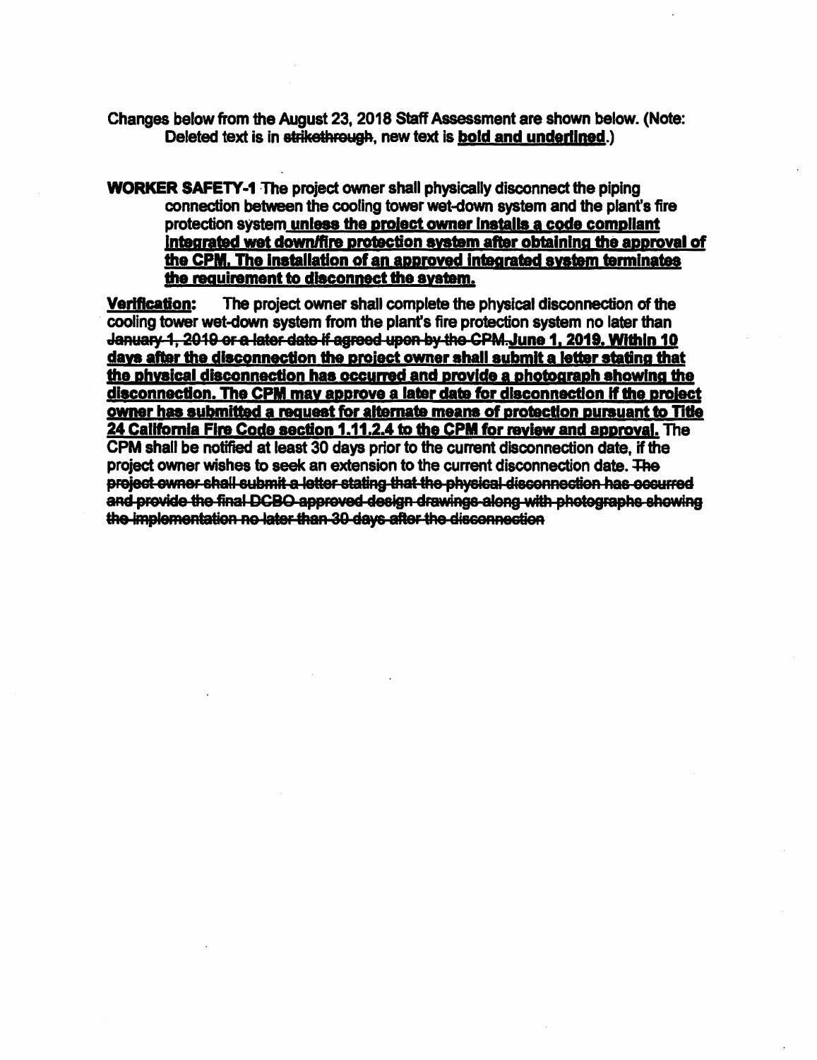**Changes below from the August 23, 2018 Staff Assessment are shown below. (Note: Deleted text is in ~~strikethrough~~, new text is <u>**bold and underlined**</u>.)**

**WORKER SAFETY-1** The project owner shall physically disconnect the piping connection between the cooling tower wet-down system and the plant's fire protection system <u>**unless the project owner installs a code compliant integrated wet down/fire protection system after obtaining the approval of the CPM. The installation of an approved integrated system terminates the requirement to disconnect the system.**</u>

<u>**Verification:**</u> The project owner shall complete the physical disconnection of the cooling tower wet-down system from the plant's fire protection system no later than ~~January 1, 2019 or a later date if agreed upon by the CPM.~~ <u>**June 1, 2019. Within 10 days after the disconnection the project owner shall submit a letter stating that the physical disconnection has occurred and provide a photograph showing the disconnection. The CPM may approve a later date for disconnection if the project owner has submitted a request for alternate means of protection pursuant to Title 24 California Fire Code section 1.11.2.4 to the CPM for review and approval.**</u> The CPM shall be notified at least 30 days prior to the current disconnection date, if the project owner wishes to seek an extension to the current disconnection date. ~~The project owner shall submit a letter stating that the physical disconnection has occurred and provide the final DCBO approved design drawings along with photographs showing the implementation no later than 30 days after the disconnection~~